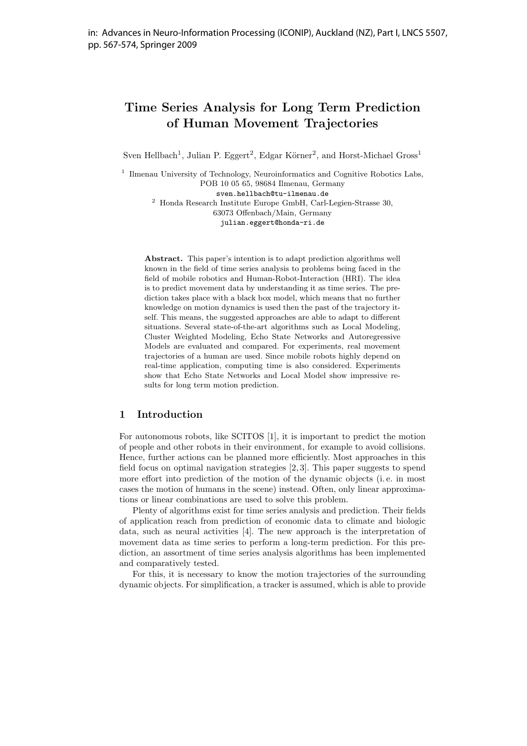in: Advances in Neuro-Information Processing (ICONIP), Auckland (NZ), Part I, LNCS 5507, pp. 567-574, Springer 2009

# Time Series Analysis for Long Term Prediction of Human Movement Trajectories

Sven Hellbach[1], Julian P. Eggert[2], Edgar Körner[2], and Horst-Michael Gross[1]

[1] Ilmenau University of Technology, Neuroinformatics and Cognitive Robotics Labs, POB 10 05 65, 98684 Ilmenau, Germany
sven.hellbach@tu-ilmenau.de

[2] Honda Research Institute Europe GmbH, Carl-Legien-Strasse 30, 63073 Offenbach/Main, Germany
julian.eggert@honda-ri.de

**Abstract.** This paper's intention is to adapt prediction algorithms well known in the field of time series analysis to problems being faced in the field of mobile robotics and Human-Robot-Interaction (HRI). The idea is to predict movement data by understanding it as time series. The prediction takes place with a black box model, which means that no further knowledge on motion dynamics is used then the past of the trajectory itself. This means, the suggested approaches are able to adapt to different situations. Several state-of-the-art algorithms such as Local Modeling, Cluster Weighted Modeling, Echo State Networks and Autoregressive Models are evaluated and compared. For experiments, real movement trajectories of a human are used. Since mobile robots highly depend on real-time application, computing time is also considered. Experiments show that Echo State Networks and Local Model show impressive results for long term motion prediction.

## 1 Introduction

For autonomous robots, like SCITOS [1], it is important to predict the motion of people and other robots in their environment, for example to avoid collisions. Hence, further actions can be planned more efficiently. Most approaches in this field focus on optimal navigation strategies [2, 3]. This paper suggests to spend more effort into prediction of the motion of the dynamic objects (i. e. in most cases the motion of humans in the scene) instead. Often, only linear approximations or linear combinations are used to solve this problem.

Plenty of algorithms exist for time series analysis and prediction. Their fields of application reach from prediction of economic data to climate and biologic data, such as neural activities [4]. The new approach is the interpretation of movement data as time series to perform a long-term prediction. For this prediction, an assortment of time series analysis algorithms has been implemented and comparatively tested.

For this, it is necessary to know the motion trajectories of the surrounding dynamic objects. For simplification, a tracker is assumed, which is able to provide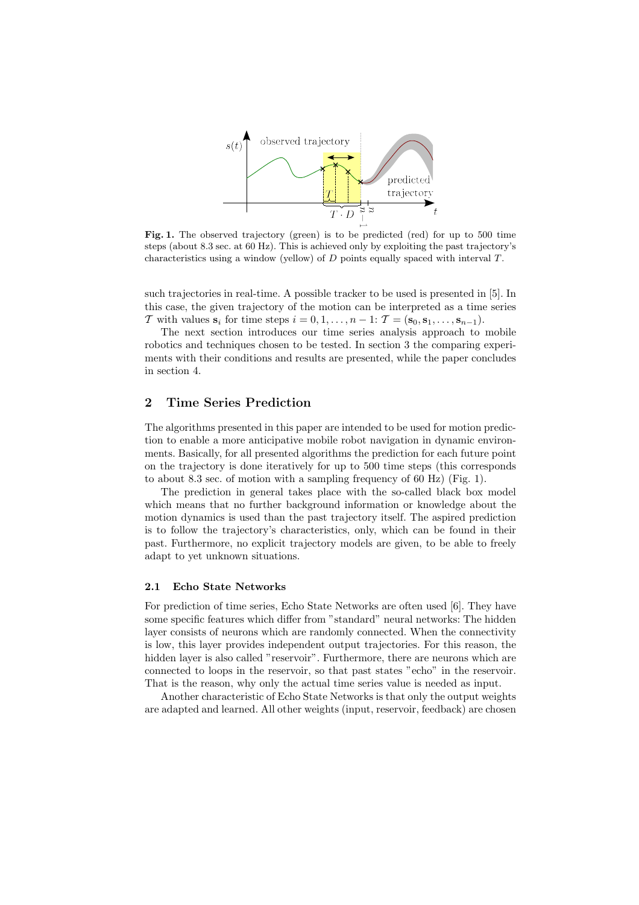**Fig. 1.** The observed trajectory (green) is to be predicted (red) for up to 500 time steps (about 8.3 sec. at 60 Hz). This is achieved only by exploiting the past trajectory's characteristics using a window (yellow) of $D$ points equally spaced with interval $T$.

such trajectories in real-time. A possible tracker to be used is presented in [5]. In this case, the given trajectory of the motion can be interpreted as a time series $\mathcal{T}$ with values $\mathbf{s}_i$ for time steps $i = 0, 1, \ldots, n-1$: $\mathcal{T} = (\mathbf{s}_0, \mathbf{s}_1, \ldots, \mathbf{s}_{n-1})$.

The next section introduces our time series analysis approach to mobile robotics and techniques chosen to be tested. In section 3 the comparing experiments with their conditions and results are presented, while the paper concludes in section 4.

## 2 Time Series Prediction

The algorithms presented in this paper are intended to be used for motion prediction to enable a more anticipative mobile robot navigation in dynamic environments. Basically, for all presented algorithms the prediction for each future point on the trajectory is done iteratively for up to 500 time steps (this corresponds to about 8.3 sec. of motion with a sampling frequency of 60 Hz) (Fig. 1).

The prediction in general takes place with the so-called black box model which means that no further background information or knowledge about the motion dynamics is used than the past trajectory itself. The aspired prediction is to follow the trajectory's characteristics, only, which can be found in their past. Furthermore, no explicit trajectory models are given, to be able to freely adapt to yet unknown situations.

### 2.1 Echo State Networks

For prediction of time series, Echo State Networks are often used [6]. They have some specific features which differ from "standard" neural networks: The hidden layer consists of neurons which are randomly connected. When the connectivity is low, this layer provides independent output trajectories. For this reason, the hidden layer is also called "reservoir". Furthermore, there are neurons which are connected to loops in the reservoir, so that past states "echo" in the reservoir. That is the reason, why only the actual time series value is needed as input.

Another characteristic of Echo State Networks is that only the output weights are adapted and learned. All other weights (input, reservoir, feedback) are chosen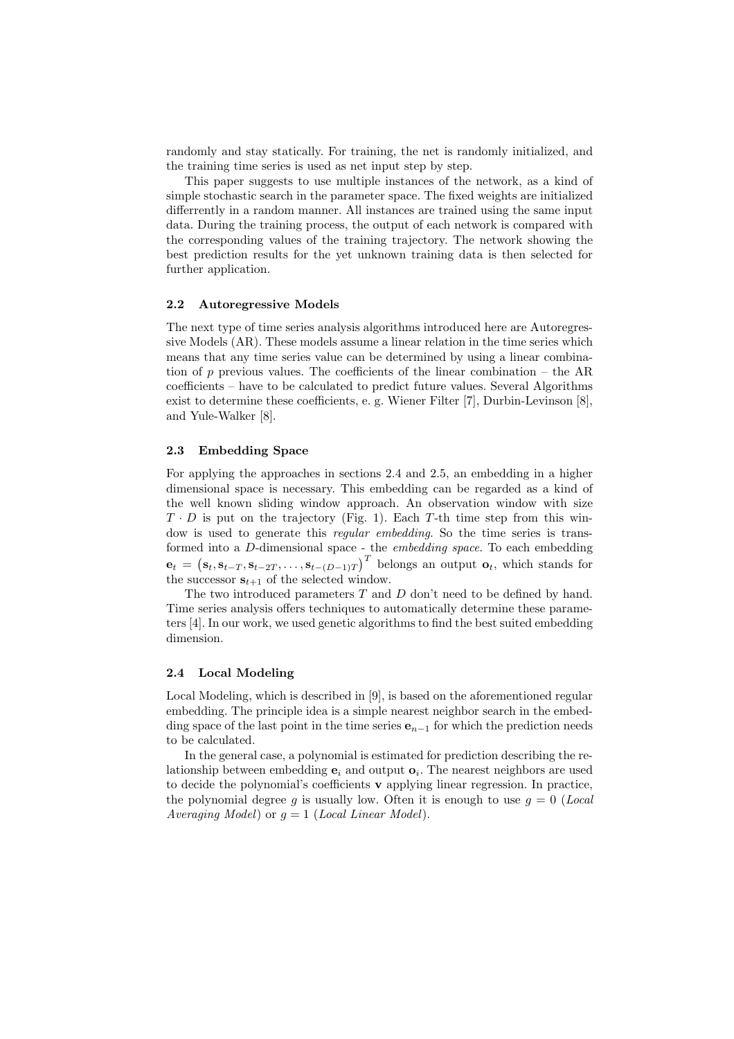randomly and stay statically. For training, the net is randomly initialized, and the training time series is used as net input step by step.

This paper suggests to use multiple instances of the network, as a kind of simple stochastic search in the parameter space. The fixed weights are initialized differently in a random manner. All instances are trained using the same input data. During the training process, the output of each network is compared with the corresponding values of the training trajectory. The network showing the best prediction results for the yet unknown training data is then selected for further application.

### 2.2 Autoregressive Models

The next type of time series analysis algorithms introduced here are Autoregressive Models (AR). These models assume a linear relation in the time series which means that any time series value can be determined by using a linear combination of $p$ previous values. The coefficients of the linear combination – the AR coefficients – have to be calculated to predict future values. Several Algorithms exist to determine these coefficients, e. g. Wiener Filter [7], Durbin-Levinson [8], and Yule-Walker [8].

### 2.3 Embedding Space

For applying the approaches in sections 2.4 and 2.5, an embedding in a higher dimensional space is necessary. This embedding can be regarded as a kind of the well known sliding window approach. An observation window with size $T \cdot D$ is put on the trajectory (Fig. 1). Each $T$-th time step from this window is used to generate this *regular embedding*. So the time series is transformed into a $D$-dimensional space - the *embedding space*. To each embedding $\mathbf{e}_t = \left(\mathbf{s}_t, \mathbf{s}_{t-T}, \mathbf{s}_{t-2T}, \ldots, \mathbf{s}_{t-(D-1)T}\right)^T$ belongs an output $\mathbf{o}_t$, which stands for the successor $\mathbf{s}_{t+1}$ of the selected window.

The two introduced parameters $T$ and $D$ don't need to be defined by hand. Time series analysis offers techniques to automatically determine these parameters [4]. In our work, we used genetic algorithms to find the best suited embedding dimension.

### 2.4 Local Modeling

Local Modeling, which is described in [9], is based on the aforementioned regular embedding. The principle idea is a simple nearest neighbor search in the embedding space of the last point in the time series $\mathbf{e}_{n-1}$ for which the prediction needs to be calculated.

In the general case, a polynomial is estimated for prediction describing the relationship between embedding $\mathbf{e}_i$ and output $\mathbf{o}_i$. The nearest neighbors are used to decide the polynomial's coefficients $\mathbf{v}$ applying linear regression. In practice, the polynomial degree $g$ is usually low. Often it is enough to use $g = 0$ (*Local Averaging Model*) or $g = 1$ (*Local Linear Model*).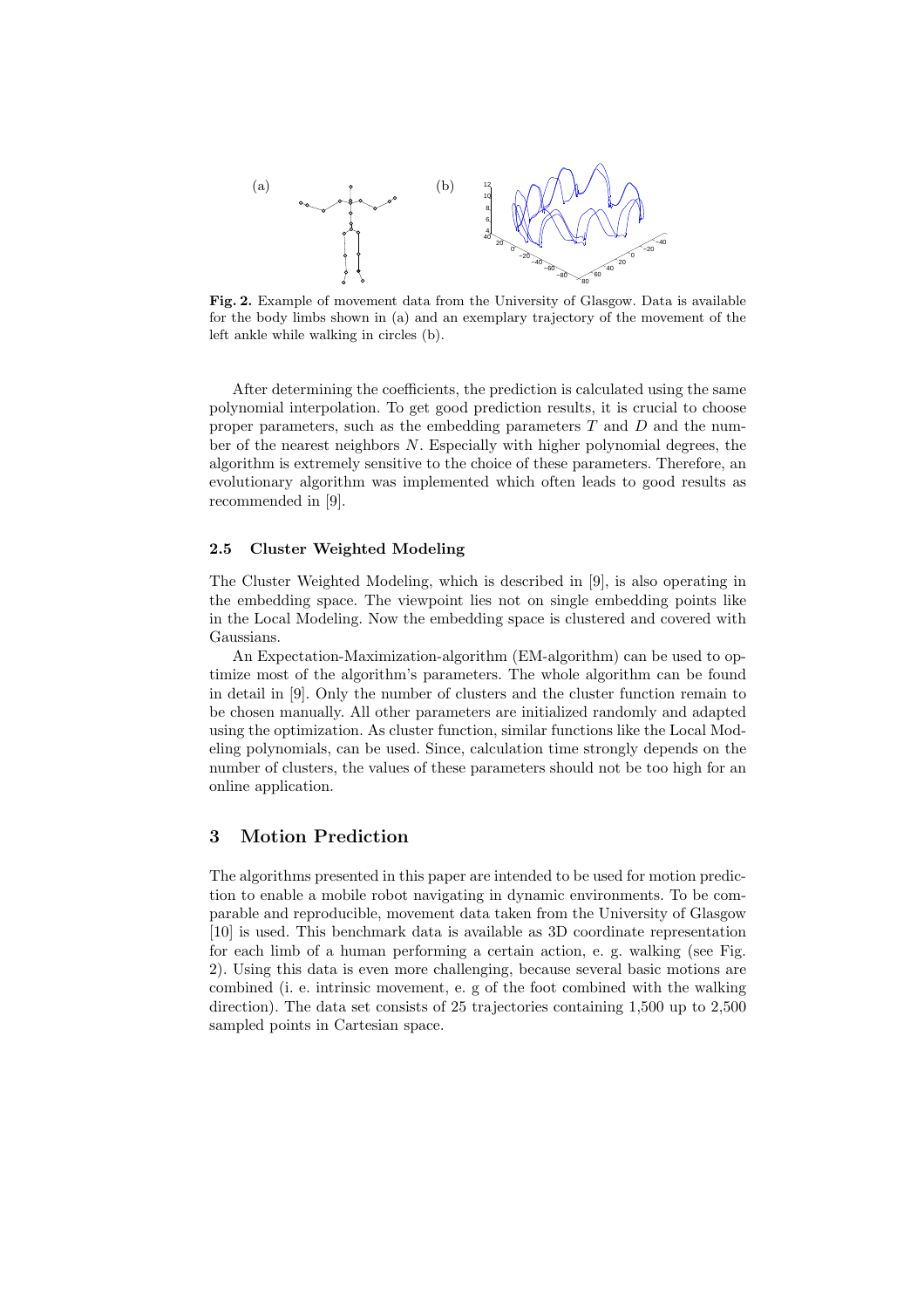**Fig. 2.** Example of movement data from the University of Glasgow. Data is available for the body limbs shown in (a) and an exemplary trajectory of the movement of the left ankle while walking in circles (b).

After determining the coefficients, the prediction is calculated using the same polynomial interpolation. To get good prediction results, it is crucial to choose proper parameters, such as the embedding parameters $T$ and $D$ and the number of the nearest neighbors $N$. Especially with higher polynomial degrees, the algorithm is extremely sensitive to the choice of these parameters. Therefore, an evolutionary algorithm was implemented which often leads to good results as recommended in [9].

### 2.5 Cluster Weighted Modeling

The Cluster Weighted Modeling, which is described in [9], is also operating in the embedding space. The viewpoint lies not on single embedding points like in the Local Modeling. Now the embedding space is clustered and covered with Gaussians.

An Expectation-Maximization-algorithm (EM-algorithm) can be used to optimize most of the algorithm's parameters. The whole algorithm can be found in detail in [9]. Only the number of clusters and the cluster function remain to be chosen manually. All other parameters are initialized randomly and adapted using the optimization. As cluster function, similar functions like the Local Modeling polynomials, can be used. Since, calculation time strongly depends on the number of clusters, the values of these parameters should not be too high for an online application.

## 3 Motion Prediction

The algorithms presented in this paper are intended to be used for motion prediction to enable a mobile robot navigating in dynamic environments. To be comparable and reproducible, movement data taken from the University of Glasgow [10] is used. This benchmark data is available as 3D coordinate representation for each limb of a human performing a certain action, e. g. walking (see Fig. 2). Using this data is even more challenging, because several basic motions are combined (i. e. intrinsic movement, e. g of the foot combined with the walking direction). The data set consists of 25 trajectories containing 1,500 up to 2,500 sampled points in Cartesian space.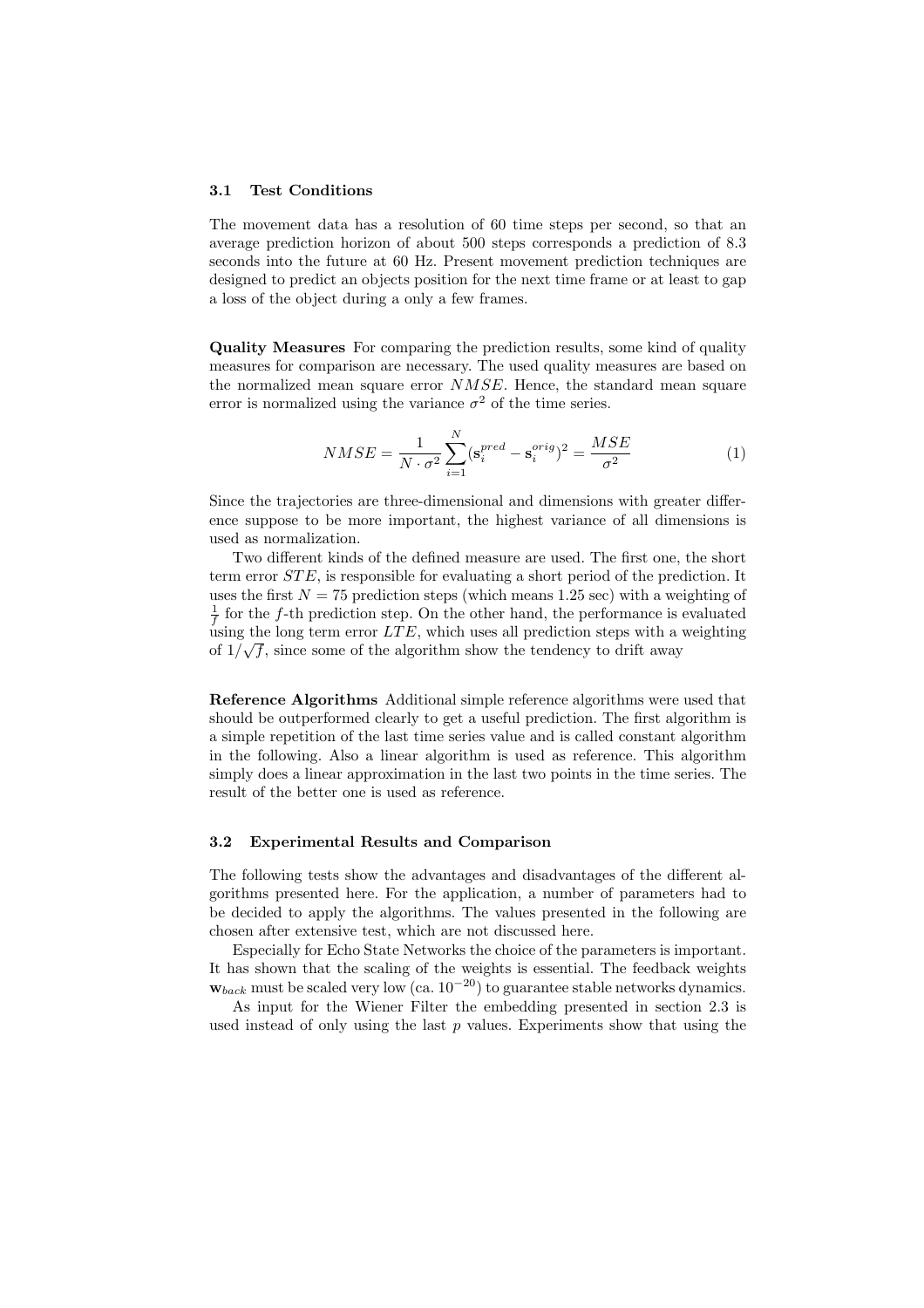### 3.1 Test Conditions

The movement data has a resolution of 60 time steps per second, so that an average prediction horizon of about 500 steps corresponds a prediction of 8.3 seconds into the future at 60 Hz. Present movement prediction techniques are designed to predict an objects position for the next time frame or at least to gap a loss of the object during a only a few frames.

**Quality Measures** For comparing the prediction results, some kind of quality measures for comparison are necessary. The used quality measures are based on the normalized mean square error $NMSE$. Hence, the standard mean square error is normalized using the variance $\sigma^2$ of the time series.

$$NMSE = \frac{1}{N \cdot \sigma^2} \sum_{i=1}^{N} (\mathbf{s}_i^{pred} - \mathbf{s}_i^{orig})^2 = \frac{MSE}{\sigma^2} \tag{1}$$

Since the trajectories are three-dimensional and dimensions with greater difference suppose to be more important, the highest variance of all dimensions is used as normalization.

Two different kinds of the defined measure are used. The first one, the short term error $STE$, is responsible for evaluating a short period of the prediction. It uses the first $N = 75$ prediction steps (which means 1.25 sec) with a weighting of $\frac{1}{f}$ for the $f$-th prediction step. On the other hand, the performance is evaluated using the long term error $LTE$, which uses all prediction steps with a weighting of $1/\sqrt{f}$, since some of the algorithm show the tendency to drift away

**Reference Algorithms** Additional simple reference algorithms were used that should be outperformed clearly to get a useful prediction. The first algorithm is a simple repetition of the last time series value and is called constant algorithm in the following. Also a linear algorithm is used as reference. This algorithm simply does a linear approximation in the last two points in the time series. The result of the better one is used as reference.

### 3.2 Experimental Results and Comparison

The following tests show the advantages and disadvantages of the different algorithms presented here. For the application, a number of parameters had to be decided to apply the algorithms. The values presented in the following are chosen after extensive test, which are not discussed here.

Especially for Echo State Networks the choice of the parameters is important. It has shown that the scaling of the weights is essential. The feedback weights $\mathbf{w}_{back}$ must be scaled very low (ca. $10^{-20}$) to guarantee stable networks dynamics.

As input for the Wiener Filter the embedding presented in section 2.3 is used instead of only using the last $p$ values. Experiments show that using the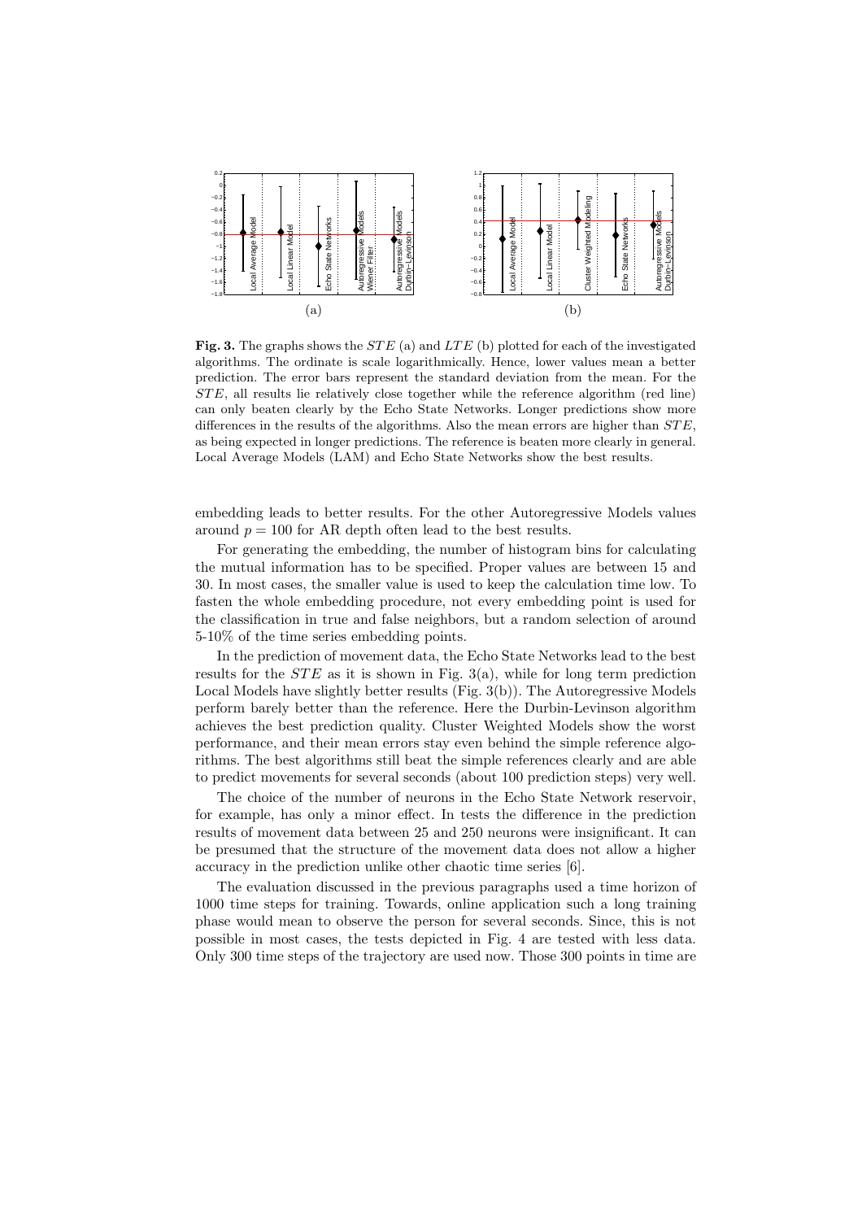**Fig. 3.** The graphs shows the $STE$ (a) and $LTE$ (b) plotted for each of the investigated algorithms. The ordinate is scale logarithmically. Hence, lower values mean a better prediction. The error bars represent the standard deviation from the mean. For the $STE$, all results lie relatively close together while the reference algorithm (red line) can only beaten clearly by the Echo State Networks. Longer predictions show more differences in the results of the algorithms. Also the mean errors are higher than $STE$, as being expected in longer predictions. The reference is beaten more clearly in general. Local Average Models (LAM) and Echo State Networks show the best results.

embedding leads to better results. For the other Autoregressive Models values around $p = 100$ for AR depth often lead to the best results.

For generating the embedding, the number of histogram bins for calculating the mutual information has to be specified. Proper values are between 15 and 30. In most cases, the smaller value is used to keep the calculation time low. To fasten the whole embedding procedure, not every embedding point is used for the classification in true and false neighbors, but a random selection of around 5-10% of the time series embedding points.

In the prediction of movement data, the Echo State Networks lead to the best results for the $STE$ as it is shown in Fig. 3(a), while for long term prediction Local Models have slightly better results (Fig. 3(b)). The Autoregressive Models perform barely better than the reference. Here the Durbin-Levinson algorithm achieves the best prediction quality. Cluster Weighted Models show the worst performance, and their mean errors stay even behind the simple reference algorithms. The best algorithms still beat the simple references clearly and are able to predict movements for several seconds (about 100 prediction steps) very well.

The choice of the number of neurons in the Echo State Network reservoir, for example, has only a minor effect. In tests the difference in the prediction results of movement data between 25 and 250 neurons were insignificant. It can be presumed that the structure of the movement data does not allow a higher accuracy in the prediction unlike other chaotic time series [6].

The evaluation discussed in the previous paragraphs used a time horizon of 1000 time steps for training. Towards, online application such a long training phase would mean to observe the person for several seconds. Since, this is not possible in most cases, the tests depicted in Fig. 4 are tested with less data. Only 300 time steps of the trajectory are used now. Those 300 points in time are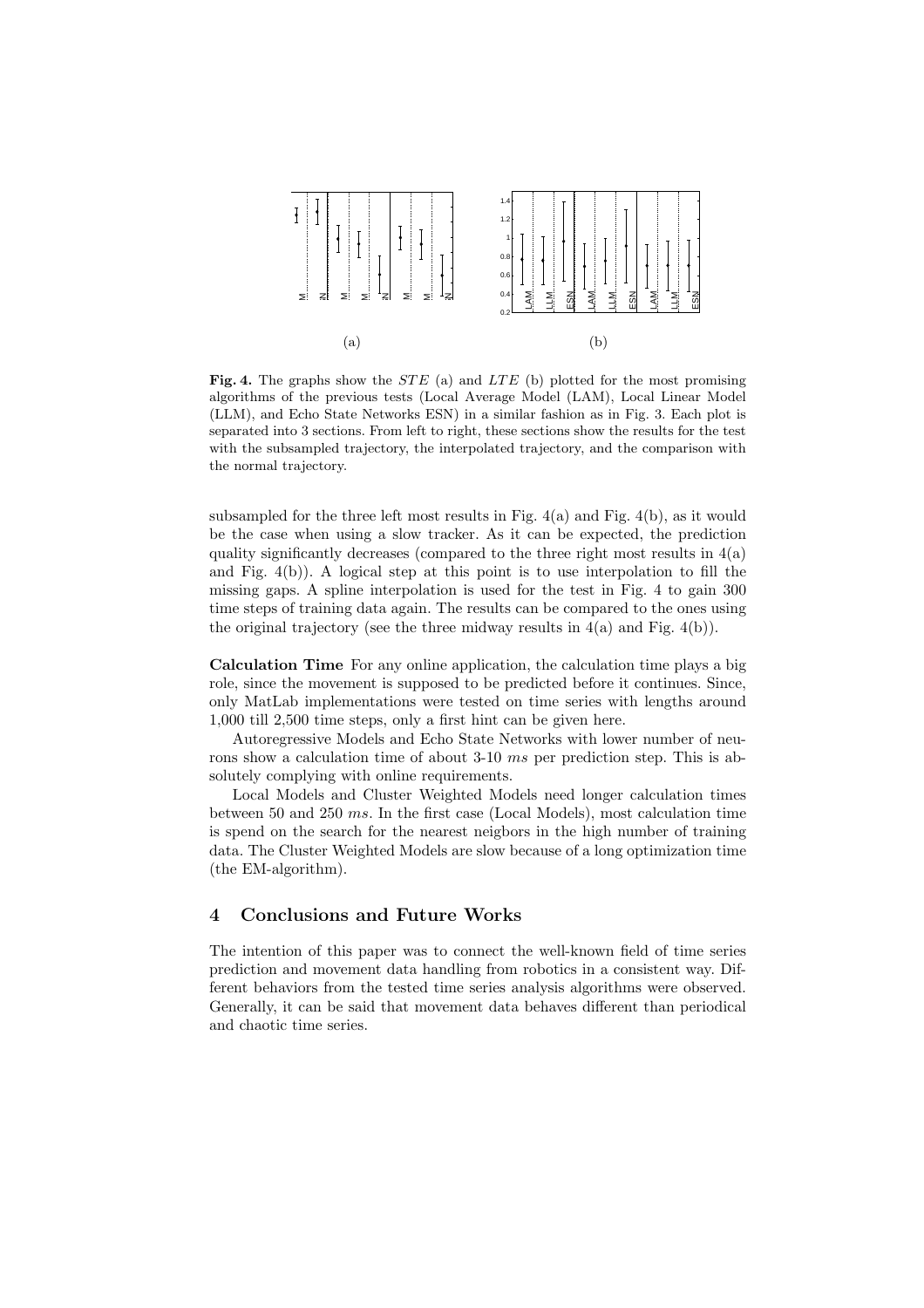**Fig. 4.** The graphs show the $STE$ (a) and $LTE$ (b) plotted for the most promising algorithms of the previous tests (Local Average Model (LAM), Local Linear Model (LLM), and Echo State Networks ESN) in a similar fashion as in Fig. 3. Each plot is separated into 3 sections. From left to right, these sections show the results for the test with the subsampled trajectory, the interpolated trajectory, and the comparison with the normal trajectory.

subsampled for the three left most results in Fig. 4(a) and Fig. 4(b), as it would be the case when using a slow tracker. As it can be expected, the prediction quality significantly decreases (compared to the three right most results in 4(a) and Fig. 4(b)). A logical step at this point is to use interpolation to fill the missing gaps. A spline interpolation is used for the test in Fig. 4 to gain 300 time steps of training data again. The results can be compared to the ones using the original trajectory (see the three midway results in 4(a) and Fig. 4(b)).

**Calculation Time** For any online application, the calculation time plays a big role, since the movement is supposed to be predicted before it continues. Since, only MatLab implementations were tested on time series with lengths around 1,000 till 2,500 time steps, only a first hint can be given here.

Autoregressive Models and Echo State Networks with lower number of neurons show a calculation time of about 3-10 $ms$ per prediction step. This is absolutely complying with online requirements.

Local Models and Cluster Weighted Models need longer calculation times between 50 and 250 $ms$. In the first case (Local Models), most calculation time is spend on the search for the nearest neigbors in the high number of training data. The Cluster Weighted Models are slow because of a long optimization time (the EM-algorithm).

## 4 Conclusions and Future Works

The intention of this paper was to connect the well-known field of time series prediction and movement data handling from robotics in a consistent way. Different behaviors from the tested time series analysis algorithms were observed. Generally, it can be said that movement data behaves different than periodical and chaotic time series.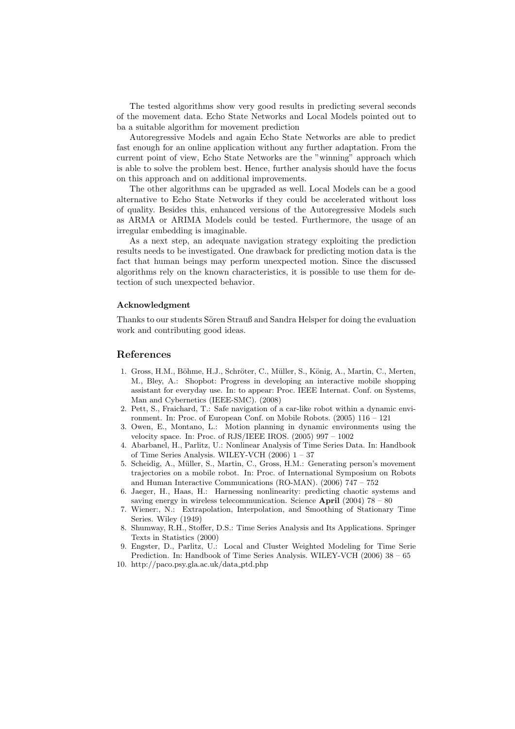The tested algorithms show very good results in predicting several seconds of the movement data. Echo State Networks and Local Models pointed out to ba a suitable algorithm for movement prediction

Autoregressive Models and again Echo State Networks are able to predict fast enough for an online application without any further adaptation. From the current point of view, Echo State Networks are the "winning" approach which is able to solve the problem best. Hence, further analysis should have the focus on this approach and on additional improvements.

The other algorithms can be upgraded as well. Local Models can be a good alternative to Echo State Networks if they could be accelerated without loss of quality. Besides this, enhanced versions of the Autoregressive Models such as ARMA or ARIMA Models could be tested. Furthermore, the usage of an irregular embedding is imaginable.

As a next step, an adequate navigation strategy exploiting the prediction results needs to be investigated. One drawback for predicting motion data is the fact that human beings may perform unexpected motion. Since the discussed algorithms rely on the known characteristics, it is possible to use them for detection of such unexpected behavior.

#### Acknowledgment

Thanks to our students Sören Strauß and Sandra Helsper for doing the evaluation work and contributing good ideas.

## References

1. Gross, H.M., Böhme, H.J., Schröter, C., Müller, S., König, A., Martin, C., Merten, M., Bley, A.: Shopbot: Progress in developing an interactive mobile shopping assistant for everyday use. In: to appear: Proc. IEEE Internat. Conf. on Systems, Man and Cybernetics (IEEE-SMC). (2008)
2. Pett, S., Fraichard, T.: Safe navigation of a car-like robot within a dynamic environment. In: Proc. of European Conf. on Mobile Robots. (2005) 116 – 121
3. Owen, E., Montano, L.: Motion planning in dynamic environments using the velocity space. In: Proc. of RJS/IEEE IROS. (2005) 997 – 1002
4. Abarbanel, H., Parlitz, U.: Nonlinear Analysis of Time Series Data. In: Handbook of Time Series Analysis. WILEY-VCH (2006) 1 – 37
5. Scheidig, A., Müller, S., Martin, C., Gross, H.M.: Generating person's movement trajectories on a mobile robot. In: Proc. of International Symposium on Robots and Human Interactive Communications (RO-MAN). (2006) 747 – 752
6. Jaeger, H., Haas, H.: Harnessing nonlinearity: predicting chaotic systems and saving energy in wireless telecommunication. Science **April** (2004) 78 – 80
7. Wiener:, N.: Extrapolation, Interpolation, and Smoothing of Stationary Time Series. Wiley (1949)
8. Shumway, R.H., Stoffer, D.S.: Time Series Analysis and Its Applications. Springer Texts in Statistics (2000)
9. Engster, D., Parlitz, U.: Local and Cluster Weighted Modeling for Time Serie Prediction. In: Handbook of Time Series Analysis. WILEY-VCH (2006) 38 – 65
10. http://paco.psy.gla.ac.uk/data_ptd.php